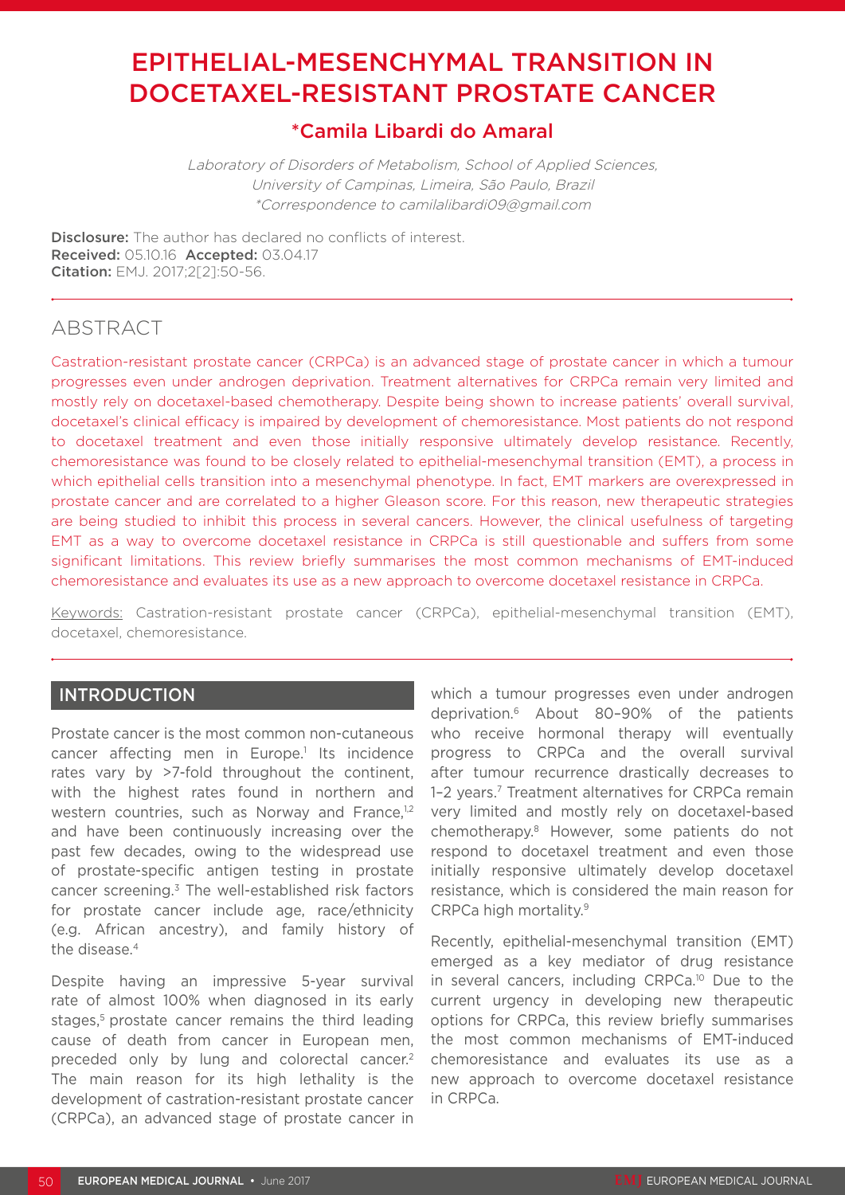# EPITHELIAL-MESENCHYMAL TRANSITION IN DOCETAXEL-RESISTANT PROSTATE CANCER

## *Camila Libardi do Amaral

*Laboratory of Disorders of Metabolism, School of Applied Sciences, University of Campinas, Limeira, São Paulo, Brazil*
*\*Correspondence to camilalibardi09@gmail.com*

**Disclosure:** The author has declared no conflicts of interest.
**Received:** 05.10.16 **Accepted:** 03.04.17
**Citation:** EMJ. 2017;2[2]:50-56.

## ABSTRACT

Castration-resistant prostate cancer (CRPCa) is an advanced stage of prostate cancer in which a tumour progresses even under androgen deprivation. Treatment alternatives for CRPCa remain very limited and mostly rely on docetaxel-based chemotherapy. Despite being shown to increase patients' overall survival, docetaxel's clinical efficacy is impaired by development of chemoresistance. Most patients do not respond to docetaxel treatment and even those initially responsive ultimately develop resistance. Recently, chemoresistance was found to be closely related to epithelial-mesenchymal transition (EMT), a process in which epithelial cells transition into a mesenchymal phenotype. In fact, EMT markers are overexpressed in prostate cancer and are correlated to a higher Gleason score. For this reason, new therapeutic strategies are being studied to inhibit this process in several cancers. However, the clinical usefulness of targeting EMT as a way to overcome docetaxel resistance in CRPCa is still questionable and suffers from some significant limitations. This review briefly summarises the most common mechanisms of EMT-induced chemoresistance and evaluates its use as a new approach to overcome docetaxel resistance in CRPCa.

Keywords: Castration-resistant prostate cancer (CRPCa), epithelial-mesenchymal transition (EMT), docetaxel, chemoresistance.

## INTRODUCTION

Prostate cancer is the most common non-cutaneous cancer affecting men in Europe.[1] Its incidence rates vary by >7-fold throughout the continent, with the highest rates found in northern and western countries, such as Norway and France,[1,2] and have been continuously increasing over the past few decades, owing to the widespread use of prostate-specific antigen testing in prostate cancer screening.[3] The well-established risk factors for prostate cancer include age, race/ethnicity (e.g. African ancestry), and family history of the disease.[4]

Despite having an impressive 5-year survival rate of almost 100% when diagnosed in its early stages,[5] prostate cancer remains the third leading cause of death from cancer in European men, preceded only by lung and colorectal cancer.[2] The main reason for its high lethality is the development of castration-resistant prostate cancer (CRPCa), an advanced stage of prostate cancer in which a tumour progresses even under androgen deprivation.[6] About 80–90% of the patients who receive hormonal therapy will eventually progress to CRPCa and the overall survival after tumour recurrence drastically decreases to 1–2 years.[7] Treatment alternatives for CRPCa remain very limited and mostly rely on docetaxel-based chemotherapy.[8] However, some patients do not respond to docetaxel treatment and even those initially responsive ultimately develop docetaxel resistance, which is considered the main reason for CRPCa high mortality.[9]

Recently, epithelial-mesenchymal transition (EMT) emerged as a key mediator of drug resistance in several cancers, including CRPCa.[10] Due to the current urgency in developing new therapeutic options for CRPCa, this review briefly summarises the most common mechanisms of EMT-induced chemoresistance and evaluates its use as a new approach to overcome docetaxel resistance in CRPCa.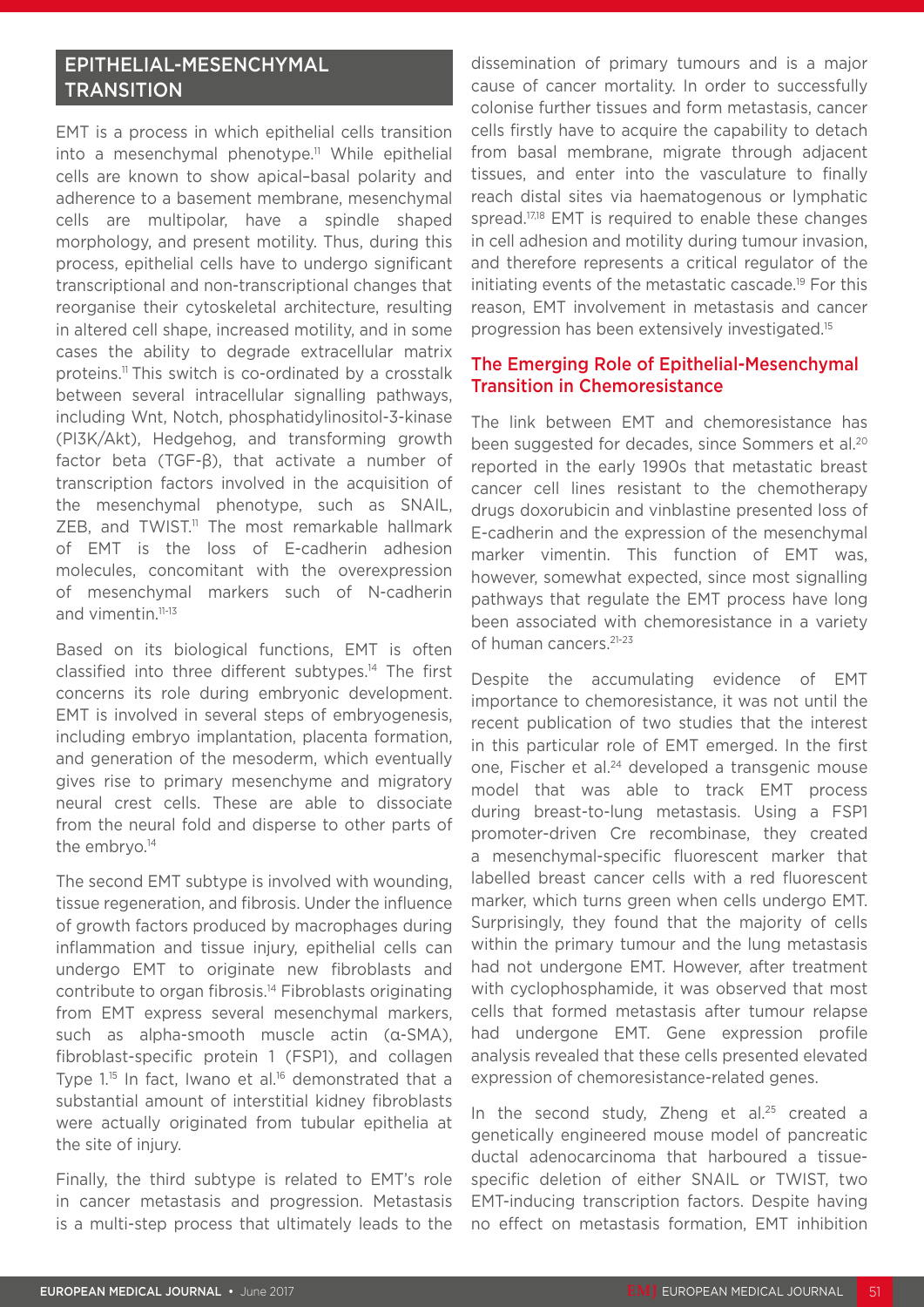## EPITHELIAL-MESENCHYMAL TRANSITION

EMT is a process in which epithelial cells transition into a mesenchymal phenotype.[11] While epithelial cells are known to show apical–basal polarity and adherence to a basement membrane, mesenchymal cells are multipolar, have a spindle shaped morphology, and present motility. Thus, during this process, epithelial cells have to undergo significant transcriptional and non-transcriptional changes that reorganise their cytoskeletal architecture, resulting in altered cell shape, increased motility, and in some cases the ability to degrade extracellular matrix proteins.[11] This switch is co-ordinated by a crosstalk between several intracellular signalling pathways, including Wnt, Notch, phosphatidylinositol-3-kinase (PI3K/Akt), Hedgehog, and transforming growth factor beta (TGF-β), that activate a number of transcription factors involved in the acquisition of the mesenchymal phenotype, such as SNAIL, ZEB, and TWIST.[11] The most remarkable hallmark of EMT is the loss of E-cadherin adhesion molecules, concomitant with the overexpression of mesenchymal markers such of N-cadherin and vimentin.[11-13]

Based on its biological functions, EMT is often classified into three different subtypes.[14] The first concerns its role during embryonic development. EMT is involved in several steps of embryogenesis, including embryo implantation, placenta formation, and generation of the mesoderm, which eventually gives rise to primary mesenchyme and migratory neural crest cells. These are able to dissociate from the neural fold and disperse to other parts of the embryo.[14]

The second EMT subtype is involved with wounding, tissue regeneration, and fibrosis. Under the influence of growth factors produced by macrophages during inflammation and tissue injury, epithelial cells can undergo EMT to originate new fibroblasts and contribute to organ fibrosis.[14] Fibroblasts originating from EMT express several mesenchymal markers, such as alpha-smooth muscle actin (α-SMA), fibroblast-specific protein 1 (FSP1), and collagen Type 1.[15] In fact, Iwano et al.[16] demonstrated that a substantial amount of interstitial kidney fibroblasts were actually originated from tubular epithelia at the site of injury.

Finally, the third subtype is related to EMT's role in cancer metastasis and progression. Metastasis is a multi-step process that ultimately leads to the dissemination of primary tumours and is a major cause of cancer mortality. In order to successfully colonise further tissues and form metastasis, cancer cells firstly have to acquire the capability to detach from basal membrane, migrate through adjacent tissues, and enter into the vasculature to finally reach distal sites via haematogenous or lymphatic spread.[17,18] EMT is required to enable these changes in cell adhesion and motility during tumour invasion, and therefore represents a critical regulator of the initiating events of the metastatic cascade.[19] For this reason, EMT involvement in metastasis and cancer progression has been extensively investigated.[15]

### The Emerging Role of Epithelial-Mesenchymal Transition in Chemoresistance

The link between EMT and chemoresistance has been suggested for decades, since Sommers et al.[20] reported in the early 1990s that metastatic breast cancer cell lines resistant to the chemotherapy drugs doxorubicin and vinblastine presented loss of E-cadherin and the expression of the mesenchymal marker vimentin. This function of EMT was, however, somewhat expected, since most signalling pathways that regulate the EMT process have long been associated with chemoresistance in a variety of human cancers.[21-23]

Despite the accumulating evidence of EMT importance to chemoresistance, it was not until the recent publication of two studies that the interest in this particular role of EMT emerged. In the first one, Fischer et al.[24] developed a transgenic mouse model that was able to track EMT process during breast-to-lung metastasis. Using a FSP1 promoter-driven Cre recombinase, they created a mesenchymal-specific fluorescent marker that labelled breast cancer cells with a red fluorescent marker, which turns green when cells undergo EMT. Surprisingly, they found that the majority of cells within the primary tumour and the lung metastasis had not undergone EMT. However, after treatment with cyclophosphamide, it was observed that most cells that formed metastasis after tumour relapse had undergone EMT. Gene expression profile analysis revealed that these cells presented elevated expression of chemoresistance-related genes.

In the second study, Zheng et al.[25] created a genetically engineered mouse model of pancreatic ductal adenocarcinoma that harboured a tissue-specific deletion of either SNAIL or TWIST, two EMT-inducing transcription factors. Despite having no effect on metastasis formation, EMT inhibition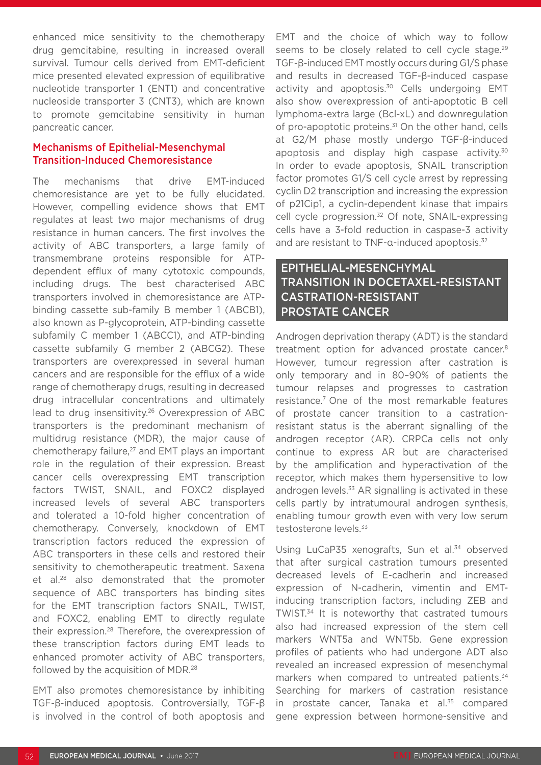enhanced mice sensitivity to the chemotherapy drug gemcitabine, resulting in increased overall survival. Tumour cells derived from EMT-deficient mice presented elevated expression of equilibrative nucleotide transporter 1 (ENT1) and concentrative nucleoside transporter 3 (CNT3), which are known to promote gemcitabine sensitivity in human pancreatic cancer.

### Mechanisms of Epithelial-Mesenchymal Transition-Induced Chemoresistance

The mechanisms that drive EMT-induced chemoresistance are yet to be fully elucidated. However, compelling evidence shows that EMT regulates at least two major mechanisms of drug resistance in human cancers. The first involves the activity of ABC transporters, a large family of transmembrane proteins responsible for ATP-dependent efflux of many cytotoxic compounds, including drugs. The best characterised ABC transporters involved in chemoresistance are ATP-binding cassette sub-family B member 1 (ABCB1), also known as P-glycoprotein, ATP-binding cassette subfamily C member 1 (ABCC1), and ATP-binding cassette subfamily G member 2 (ABCG2). These transporters are overexpressed in several human cancers and are responsible for the efflux of a wide range of chemotherapy drugs, resulting in decreased drug intracellular concentrations and ultimately lead to drug insensitivity.[26] Overexpression of ABC transporters is the predominant mechanism of multidrug resistance (MDR), the major cause of chemotherapy failure,[27] and EMT plays an important role in the regulation of their expression. Breast cancer cells overexpressing EMT transcription factors TWIST, SNAIL, and FOXC2 displayed increased levels of several ABC transporters and tolerated a 10-fold higher concentration of chemotherapy. Conversely, knockdown of EMT transcription factors reduced the expression of ABC transporters in these cells and restored their sensitivity to chemotherapeutic treatment. Saxena et al.[28] also demonstrated that the promoter sequence of ABC transporters has binding sites for the EMT transcription factors SNAIL, TWIST, and FOXC2, enabling EMT to directly regulate their expression.[28] Therefore, the overexpression of these transcription factors during EMT leads to enhanced promoter activity of ABC transporters, followed by the acquisition of MDR.[28]

EMT also promotes chemoresistance by inhibiting TGF-β-induced apoptosis. Controversially, TGF-β is involved in the control of both apoptosis and EMT and the choice of which way to follow seems to be closely related to cell cycle stage.[29] TGF-β-induced EMT mostly occurs during G1/S phase and results in decreased TGF-β-induced caspase activity and apoptosis.[30] Cells undergoing EMT also show overexpression of anti-apoptotic B cell lymphoma-extra large (Bcl-xL) and downregulation of pro-apoptotic proteins.[31] On the other hand, cells at G2/M phase mostly undergo TGF-β-induced apoptosis and display high caspase activity.[30] In order to evade apoptosis, SNAIL transcription factor promotes G1/S cell cycle arrest by repressing cyclin D2 transcription and increasing the expression of p21Cip1, a cyclin-dependent kinase that impairs cell cycle progression.[32] Of note, SNAIL-expressing cells have a 3-fold reduction in caspase-3 activity and are resistant to TNF-α-induced apoptosis.[32]

## EPITHELIAL-MESENCHYMAL TRANSITION IN DOCETAXEL-RESISTANT CASTRATION-RESISTANT PROSTATE CANCER

Androgen deprivation therapy (ADT) is the standard treatment option for advanced prostate cancer.[8] However, tumour regression after castration is only temporary and in 80–90% of patients the tumour relapses and progresses to castration resistance.[7] One of the most remarkable features of prostate cancer transition to a castration-resistant status is the aberrant signalling of the androgen receptor (AR). CRPCa cells not only continue to express AR but are characterised by the amplification and hyperactivation of the receptor, which makes them hypersensitive to low androgen levels.[33] AR signalling is activated in these cells partly by intratumoural androgen synthesis, enabling tumour growth even with very low serum testosterone levels.[33]

Using LuCaP35 xenografts, Sun et al.[34] observed that after surgical castration tumours presented decreased levels of E-cadherin and increased expression of N-cadherin, vimentin and EMT-inducing transcription factors, including ZEB and TWIST.[34] It is noteworthy that castrated tumours also had increased expression of the stem cell markers WNT5a and WNT5b. Gene expression profiles of patients who had undergone ADT also revealed an increased expression of mesenchymal markers when compared to untreated patients.[34] Searching for markers of castration resistance in prostate cancer, Tanaka et al.[35] compared gene expression between hormone-sensitive and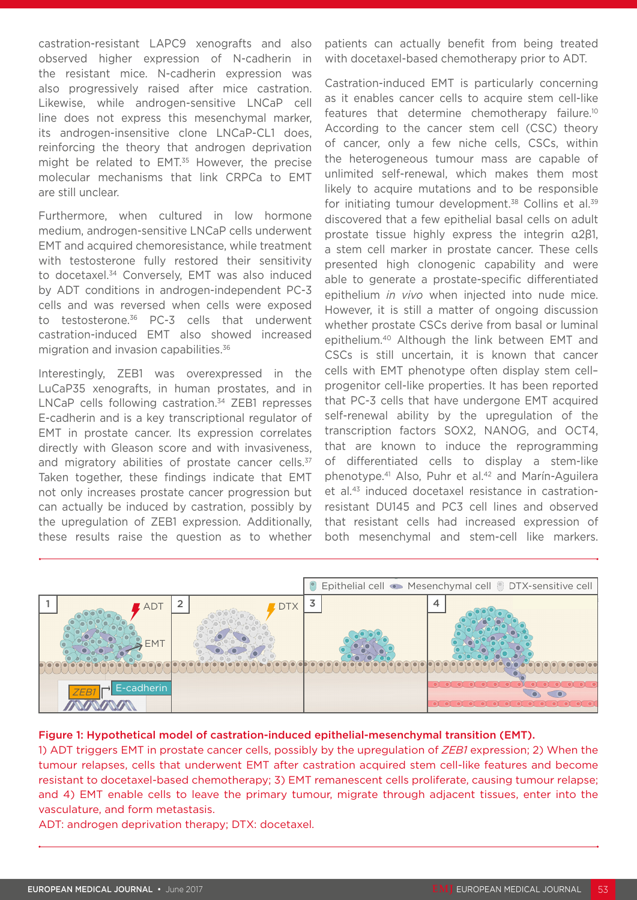castration-resistant LAPC9 xenografts and also observed higher expression of N-cadherin in the resistant mice. N-cadherin expression was also progressively raised after mice castration. Likewise, while androgen-sensitive LNCaP cell line does not express this mesenchymal marker, its androgen-insensitive clone LNCaP-CL1 does, reinforcing the theory that androgen deprivation might be related to EMT.[35] However, the precise molecular mechanisms that link CRPCa to EMT are still unclear.

Furthermore, when cultured in low hormone medium, androgen-sensitive LNCaP cells underwent EMT and acquired chemoresistance, while treatment with testosterone fully restored their sensitivity to docetaxel.[34] Conversely, EMT was also induced by ADT conditions in androgen-independent PC-3 cells and was reversed when cells were exposed to testosterone.[36] PC-3 cells that underwent castration-induced EMT also showed increased migration and invasion capabilities.[36]

Interestingly, ZEB1 was overexpressed in the LuCaP35 xenografts, in human prostates, and in LNCaP cells following castration.[34] ZEB1 represses E-cadherin and is a key transcriptional regulator of EMT in prostate cancer. Its expression correlates directly with Gleason score and with invasiveness, and migratory abilities of prostate cancer cells.[37] Taken together, these findings indicate that EMT not only increases prostate cancer progression but can actually be induced by castration, possibly by the upregulation of ZEB1 expression. Additionally, these results raise the question as to whether patients can actually benefit from being treated with docetaxel-based chemotherapy prior to ADT.

Castration-induced EMT is particularly concerning as it enables cancer cells to acquire stem cell-like features that determine chemotherapy failure.[10] According to the cancer stem cell (CSC) theory of cancer, only a few niche cells, CSCs, within the heterogeneous tumour mass are capable of unlimited self-renewal, which makes them most likely to acquire mutations and to be responsible for initiating tumour development.[38] Collins et al.[39] discovered that a few epithelial basal cells on adult prostate tissue highly express the integrin α2β1, a stem cell marker in prostate cancer. These cells presented high clonogenic capability and were able to generate a prostate-specific differentiated epithelium *in vivo* when injected into nude mice. However, it is still a matter of ongoing discussion whether prostate CSCs derive from basal or luminal epithelium.[40] Although the link between EMT and CSCs is still uncertain, it is known that cancer cells with EMT phenotype often display stem cell–progenitor cell-like properties. It has been reported that PC-3 cells that have undergone EMT acquired self-renewal ability by the upregulation of the transcription factors SOX2, NANOG, and OCT4, that are known to induce the reprogramming of differentiated cells to display a stem-like phenotype.[41] Also, Puhr et al.[42] and Marín-Aguilera et al.[43] induced docetaxel resistance in castration-resistant DU145 and PC3 cell lines and observed that resistant cells had increased expression of both mesenchymal and stem-cell like markers.

**Figure 1: Hypothetical model of castration-induced epithelial-mesenchymal transition (EMT).**
1) ADT triggers EMT in prostate cancer cells, possibly by the upregulation of *ZEB1* expression; 2) When the tumour relapses, cells that underwent EMT after castration acquired stem cell-like features and become resistant to docetaxel-based chemotherapy; 3) EMT remanescent cells proliferate, causing tumour relapse; and 4) EMT enable cells to leave the primary tumour, migrate through adjacent tissues, enter into the vasculature, and form metastasis.
ADT: androgen deprivation therapy; DTX: docetaxel.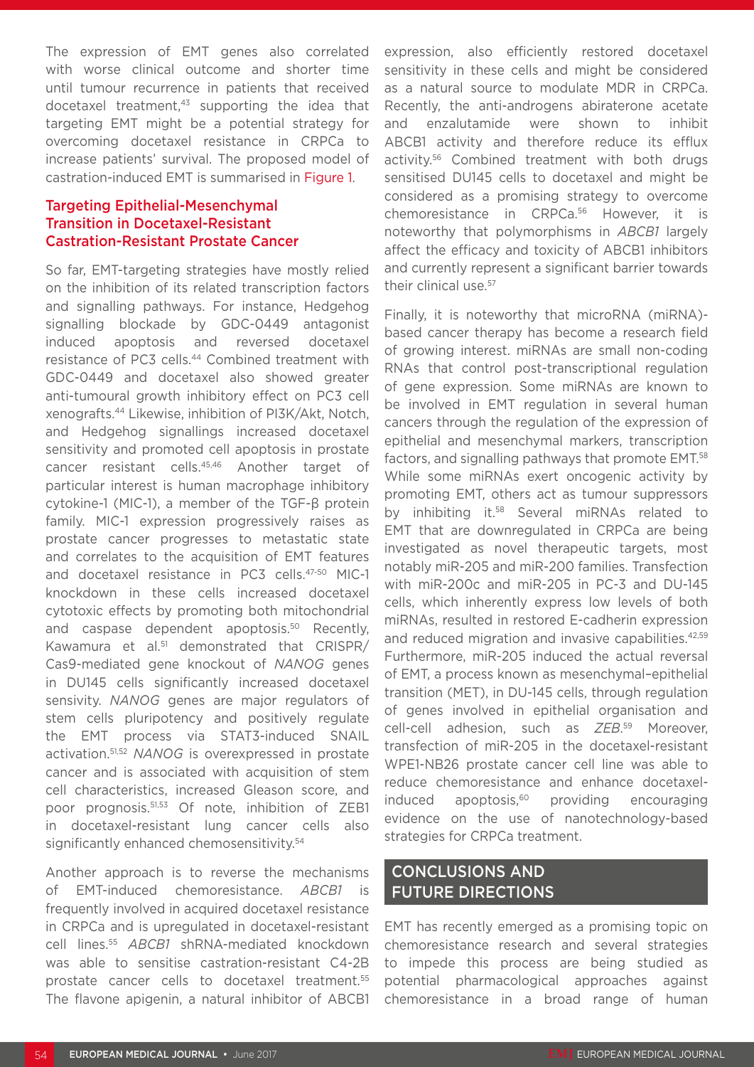The expression of EMT genes also correlated with worse clinical outcome and shorter time until tumour recurrence in patients that received docetaxel treatment,[43] supporting the idea that targeting EMT might be a potential strategy for overcoming docetaxel resistance in CRPCa to increase patients' survival. The proposed model of castration-induced EMT is summarised in Figure 1.

### Targeting Epithelial-Mesenchymal Transition in Docetaxel-Resistant Castration-Resistant Prostate Cancer

So far, EMT-targeting strategies have mostly relied on the inhibition of its related transcription factors and signalling pathways. For instance, Hedgehog signalling blockade by GDC-0449 antagonist induced apoptosis and reversed docetaxel resistance of PC3 cells.[44] Combined treatment with GDC-0449 and docetaxel also showed greater anti-tumoural growth inhibitory effect on PC3 cell xenografts.[44] Likewise, inhibition of PI3K/Akt, Notch, and Hedgehog signallings increased docetaxel sensitivity and promoted cell apoptosis in prostate cancer resistant cells.[45,46] Another target of particular interest is human macrophage inhibitory cytokine-1 (MIC-1), a member of the TGF-β protein family. MIC-1 expression progressively raises as prostate cancer progresses to metastatic state and correlates to the acquisition of EMT features and docetaxel resistance in PC3 cells.[47-50] MIC-1 knockdown in these cells increased docetaxel cytotoxic effects by promoting both mitochondrial and caspase dependent apoptosis.[50] Recently, Kawamura et al.[51] demonstrated that CRISPR/Cas9-mediated gene knockout of *NANOG* genes in DU145 cells significantly increased docetaxel sensivity. *NANOG* genes are major regulators of stem cells pluripotency and positively regulate the EMT process via STAT3-induced SNAIL activation.[51,52] *NANOG* is overexpressed in prostate cancer and is associated with acquisition of stem cell characteristics, increased Gleason score, and poor prognosis.[51,53] Of note, inhibition of ZEB1 in docetaxel-resistant lung cancer cells also significantly enhanced chemosensitivity.[54]

Another approach is to reverse the mechanisms of EMT-induced chemoresistance. *ABCB1* is frequently involved in acquired docetaxel resistance in CRPCa and is upregulated in docetaxel-resistant cell lines.[55] *ABCB1* shRNA-mediated knockdown was able to sensitise castration-resistant C4-2B prostate cancer cells to docetaxel treatment.[55] The flavone apigenin, a natural inhibitor of ABCB1 expression, also efficiently restored docetaxel sensitivity in these cells and might be considered as a natural source to modulate MDR in CRPCa. Recently, the anti-androgens abiraterone acetate and enzalutamide were shown to inhibit ABCB1 activity and therefore reduce its efflux activity.[56] Combined treatment with both drugs sensitised DU145 cells to docetaxel and might be considered as a promising strategy to overcome chemoresistance in CRPCa.[56] However, it is noteworthy that polymorphisms in *ABCB1* largely affect the efficacy and toxicity of ABCB1 inhibitors and currently represent a significant barrier towards their clinical use.[57]

Finally, it is noteworthy that microRNA (miRNA)-based cancer therapy has become a research field of growing interest. miRNAs are small non-coding RNAs that control post-transcriptional regulation of gene expression. Some miRNAs are known to be involved in EMT regulation in several human cancers through the regulation of the expression of epithelial and mesenchymal markers, transcription factors, and signalling pathways that promote EMT.[58] While some miRNAs exert oncogenic activity by promoting EMT, others act as tumour suppressors by inhibiting it.[58] Several miRNAs related to EMT that are downregulated in CRPCa are being investigated as novel therapeutic targets, most notably miR-205 and miR-200 families. Transfection with miR-200c and miR-205 in PC-3 and DU-145 cells, which inherently express low levels of both miRNAs, resulted in restored E-cadherin expression and reduced migration and invasive capabilities.[42,59] Furthermore, miR-205 induced the actual reversal of EMT, a process known as mesenchymal–epithelial transition (MET), in DU-145 cells, through regulation of genes involved in epithelial organisation and cell-cell adhesion, such as *ZEB*.[59] Moreover, transfection of miR-205 in the docetaxel-resistant WPE1-NB26 prostate cancer cell line was able to reduce chemoresistance and enhance docetaxel-induced apoptosis,[60] providing encouraging evidence on the use of nanotechnology-based strategies for CRPCa treatment.

## CONCLUSIONS AND FUTURE DIRECTIONS

EMT has recently emerged as a promising topic on chemoresistance research and several strategies to impede this process are being studied as potential pharmacological approaches against chemoresistance in a broad range of human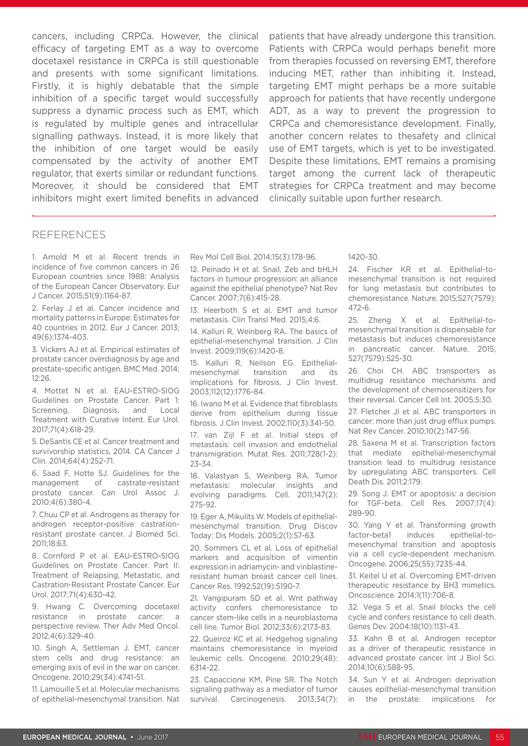cancers, including CRPCa. However, the clinical efficacy of targeting EMT as a way to overcome docetaxel resistance in CRPCa is still questionable and presents with some significant limitations. Firstly, it is highly debatable that the simple inhibition of a specific target would successfully suppress a dynamic process such as EMT, which is regulated by multiple genes and intracellular signalling pathways. Instead, it is more likely that the inhibition of one target would be easily compensated by the activity of another EMT regulator, that exerts similar or redundant functions. Moreover, it should be considered that EMT inhibitors might exert limited benefits in advanced patients that have already undergone this transition. Patients with CRPCa would perhaps benefit more from therapies focussed on reversing EMT, therefore inducing MET, rather than inhibiting it. Instead, targeting EMT might perhaps be a more suitable approach for patients that have recently undergone ADT, as a way to prevent the progression to CRPCa and chemoresistance development. Finally, another concern relates to thesafety and clinical use of EMT targets, which is yet to be investigated. Despite these limitations, EMT remains a promising target among the current lack of therapeutic strategies for CRPCa treatment and may become clinically suitable upon further research.

## REFERENCES

1. Arnold M et al. Recent trends in incidence of five common cancers in 26 European countries since 1988: Analysis of the European Cancer Observatory. Eur J Cancer. 2015;51(9):1164-87.

2. Ferlay J et al. Cancer incidence and mortality patterns in Europe: Estimates for 40 countries in 2012. Eur J Cancer. 2013;49(6):1374-403.

3. Vickers AJ et al. Empirical estimates of prostate cancer overdiagnosis by age and prostate-specific antigen. BMC Med. 2014;12:26.

4. Mottet N et al. EAU-ESTRO-SIOG Guidelines on Prostate Cancer. Part 1: Screening, Diagnosis, and Local Treatment with Curative Intent. Eur Urol. 2017;71(4):618-29.

5. DeSantis CE et al. Cancer treatment and survivorship statistics, 2014. CA Cancer J Clin. 2014;64(4):252-71.

6. Saad F, Hotte SJ. Guidelines for the management of castrate-resistant prostate cancer. Can Urol Assoc J. 2010;4(6):380-4.

7. Chuu CP et al. Androgens as therapy for androgen receptor-positive castration-resistant prostate cancer. J Biomed Sci. 2011;18:63.

8. Cornford P et al. EAU-ESTRO-SIOG Guidelines on Prostate Cancer. Part II: Treatment of Relapsing, Metastatic, and Castration-Resistant Prostate Cancer. Eur Urol. 2017;71(4):630-42.

9. Hwang C. Overcoming docetaxel resistance in prostate cancer: a perspective review. Ther Adv Med Oncol. 2012;4(6):329-40.

10. Singh A, Settleman J. EMT, cancer stem cells and drug resistance: an emerging axis of evil in the war on cancer. Oncogene. 2010;29(34):4741-51.

11. Lamouille S et al. Molecular mechanisms of epithelial-mesenchymal transition. Nat Rev Mol Cell Biol. 2014;15(3):178-96.

12. Peinado H et al. Snail, Zeb and bHLH factors in tumour progression: an alliance against the epithelial phenotype? Nat Rev Cancer. 2007;7(6):415-28.

13. Heerboth S et al. EMT and tumor metastasis. Clin Transl Med. 2015;4:6.

14. Kalluri R, Weinberg RA. The basics of epithelial-mesenchymal transition. J Clin Invest. 2009;119(6):1420-8.

15. Kalluri R, Neilson EG. Epithelial-mesenchymal transition and its implications for fibrosis. J Clin Invest. 2003;112(12):1776-84.

16. Iwano M et al. Evidence that fibroblasts derive from epithelium during tissue fibrosis. J Clin Invest. 2002;110(3):341-50.

17. van Zijl F et al. Initial steps of metastasis: cell invasion and endothelial transmigration. Mutat Res. 2011;728(1-2):23-34.

18. Valastyan S, Weinberg RA. Tumor metastasis: molecular insights and evolving paradigms. Cell. 2011;147(2):275-92.

19. Eger A, Mikulits W. Models of epithelial-mesenchymal transition. Drug Discov Today: Dis Models. 2005;2(1):57-63.

20. Sommers CL et al. Loss of epithelial markers and acquisition of vimentin expression in adriamycin- and vinblastine-resistant human breast cancer cell lines. Cancer Res. 1992;52(19):5190-7.

21. Vangipuram SD et al. Wnt pathway activity confers chemoresistance to cancer stem-like cells in a neuroblastoma cell line. Tumor Biol. 2012;33(6):2173-83.

22. Queiroz KC et al. Hedgehog signaling maintains chemoresistance in myeloid leukemic cells. Oncogene. 2010;29(48):6314-22.

23. Capaccione KM, Pine SR. The Notch signaling pathway as a mediator of tumor survival. Carcinogenesis. 2013;34(7):1420-30.

24. Fischer KR et al. Epithelial-to-mesenchymal transition is not required for lung metastasis but contributes to chemoresistance. Nature. 2015;527(7579):472-6.

25. Zheng X et al. Epithelial-to-mesenchymal transition is dispensable for metastasis but induces chemoresistance in pancreatic cancer. Nature. 2015;527(7579):525-30.

26. Choi CH. ABC transporters as multidrug resistance mechanisms and the development of chemosensitizers for their reversal. Cancer Cell Int. 2005;5:30.

27. Fletcher JI et al. ABC transporters in cancer: more than just drug efflux pumps. Nat Rev Cancer. 2010;10(2):147-56.

28. Saxena M et al. Transcription factors that mediate epithelial-mesenchymal transition lead to multidrug resistance by upregulating ABC transporters. Cell Death Dis. 2011;2:179.

29. Song J. EMT or apoptosis: a decision for TGF-beta. Cell Res. 2007;17(4):289-90.

30. Yang Y et al. Transforming growth factor-beta1 induces epithelial-to-mesenchymal transition and apoptosis via a cell cycle-dependent mechanism. Oncogene. 2006;25(55):7235-44.

31. Keitel U et al. Overcoming EMT-driven therapeutic resistance by BH3 mimetics. Oncoscience. 2014;1(11):706-8.

32. Vega S et al. Snail blocks the cell cycle and confers resistance to cell death. Genes Dev. 2004;18(10):1131-43.

33. Kahn B et al. Androgen receptor as a driver of therapeutic resistance in advanced prostate cancer. Int J Biol Sci. 2014;10(6):588-95.

34. Sun Y et al. Androgen deprivation causes epithelial-mesenchymal transition in the prostate: implications for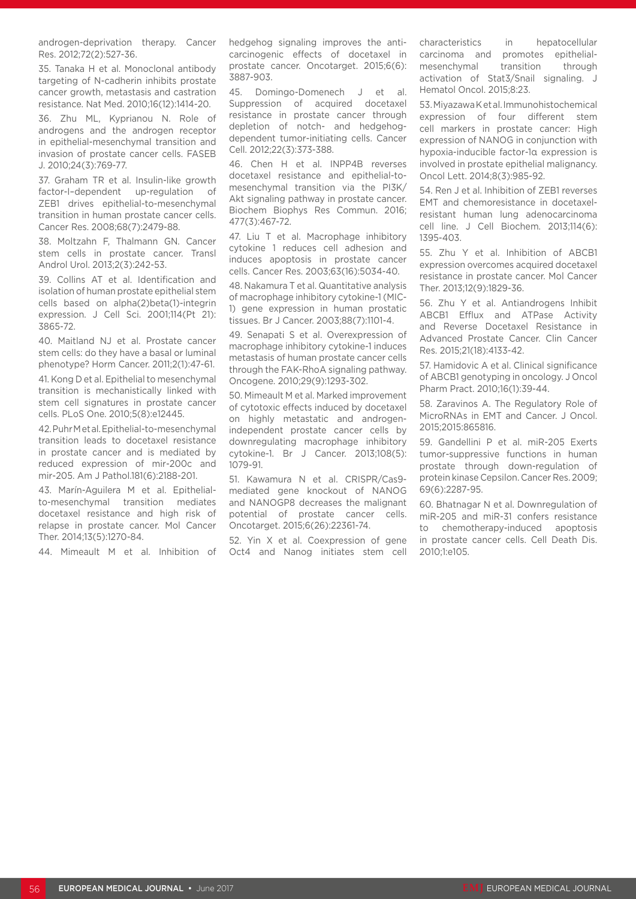androgen-deprivation therapy. Cancer Res. 2012;72(2):527-36.

35. Tanaka H et al. Monoclonal antibody targeting of N-cadherin inhibits prostate cancer growth, metastasis and castration resistance. Nat Med. 2010;16(12):1414-20.

36. Zhu ML, Kyprianou N. Role of androgens and the androgen receptor in epithelial-mesenchymal transition and invasion of prostate cancer cells. FASEB J. 2010;24(3):769-77.

37. Graham TR et al. Insulin-like growth factor-I–dependent up-regulation of ZEB1 drives epithelial-to-mesenchymal transition in human prostate cancer cells. Cancer Res. 2008;68(7):2479-88.

38. Moltzahn F, Thalmann GN. Cancer stem cells in prostate cancer. Transl Androl Urol. 2013;2(3):242-53.

39. Collins AT et al. Identification and isolation of human prostate epithelial stem cells based on alpha(2)beta(1)-integrin expression. J Cell Sci. 2001;114(Pt 21): 3865-72.

40. Maitland NJ et al. Prostate cancer stem cells: do they have a basal or luminal phenotype? Horm Cancer. 2011;2(1):47-61.

41. Kong D et al. Epithelial to mesenchymal transition is mechanistically linked with stem cell signatures in prostate cancer cells. PLoS One. 2010;5(8):e12445.

42. Puhr M et al. Epithelial-to-mesenchymal transition leads to docetaxel resistance in prostate cancer and is mediated by reduced expression of mir-200c and mir-205. Am J Pathol.181(6):2188-201.

43. Marín-Aguilera M et al. Epithelial-to-mesenchymal transition mediates docetaxel resistance and high risk of relapse in prostate cancer. Mol Cancer Ther. 2014;13(5):1270-84.

44. Mimeault M et al. Inhibition of hedgehog signaling improves the anti-carcinogenic effects of docetaxel in prostate cancer. Oncotarget. 2015;6(6): 3887-903.

45. Domingo-Domenech J et al. Suppression of acquired docetaxel resistance in prostate cancer through depletion of notch- and hedgehog-dependent tumor-initiating cells. Cancer Cell. 2012;22(3):373-388.

46. Chen H et al. INPP4B reverses docetaxel resistance and epithelial-to-mesenchymal transition via the PI3K/Akt signaling pathway in prostate cancer. Biochem Biophys Res Commun. 2016; 477(3):467-72.

47. Liu T et al. Macrophage inhibitory cytokine 1 reduces cell adhesion and induces apoptosis in prostate cancer cells. Cancer Res. 2003;63(16):5034-40.

48. Nakamura T et al. Quantitative analysis of macrophage inhibitory cytokine-1 (MIC-1) gene expression in human prostatic tissues. Br J Cancer. 2003;88(7):1101-4.

49. Senapati S et al. Overexpression of macrophage inhibitory cytokine-1 induces metastasis of human prostate cancer cells through the FAK-RhoA signaling pathway. Oncogene. 2010;29(9):1293-302.

50. Mimeault M et al. Marked improvement of cytotoxic effects induced by docetaxel on highly metastatic and androgen-independent prostate cancer cells by downregulating macrophage inhibitory cytokine-1. Br J Cancer. 2013;108(5): 1079-91.

51. Kawamura N et al. CRISPR/Cas9-mediated gene knockout of NANOG and NANOGP8 decreases the malignant potential of prostate cancer cells. Oncotarget. 2015;6(26):22361-74.

52. Yin X et al. Coexpression of gene Oct4 and Nanog initiates stem cell characteristics in hepatocellular carcinoma and promotes epithelial-mesenchymal transition through activation of Stat3/Snail signaling. J Hematol Oncol. 2015;8:23.

53. Miyazawa K et al. Immunohistochemical expression of four different stem cell markers in prostate cancer: High expression of NANOG in conjunction with hypoxia-inducible factor-1α expression is involved in prostate epithelial malignancy. Oncol Lett. 2014;8(3):985-92.

54. Ren J et al. Inhibition of ZEB1 reverses EMT and chemoresistance in docetaxel-resistant human lung adenocarcinoma cell line. J Cell Biochem. 2013;114(6): 1395-403.

55. Zhu Y et al. Inhibition of ABCB1 expression overcomes acquired docetaxel resistance in prostate cancer. Mol Cancer Ther. 2013;12(9):1829-36.

56. Zhu Y et al. Antiandrogens Inhibit ABCB1 Efflux and ATPase Activity and Reverse Docetaxel Resistance in Advanced Prostate Cancer. Clin Cancer Res. 2015;21(18):4133-42.

57. Hamidovic A et al. Clinical significance of ABCB1 genotyping in oncology. J Oncol Pharm Pract. 2010;16(1):39-44.

58. Zaravinos A. The Regulatory Role of MicroRNAs in EMT and Cancer. J Oncol. 2015;2015:865816.

59. Gandellini P et al. miR-205 Exerts tumor-suppressive functions in human prostate through down-regulation of protein kinase Cepsilon. Cancer Res. 2009; 69(6):2287-95.

60. Bhatnagar N et al. Downregulation of miR-205 and miR-31 confers resistance to chemotherapy-induced apoptosis in prostate cancer cells. Cell Death Dis. 2010;1:e105.